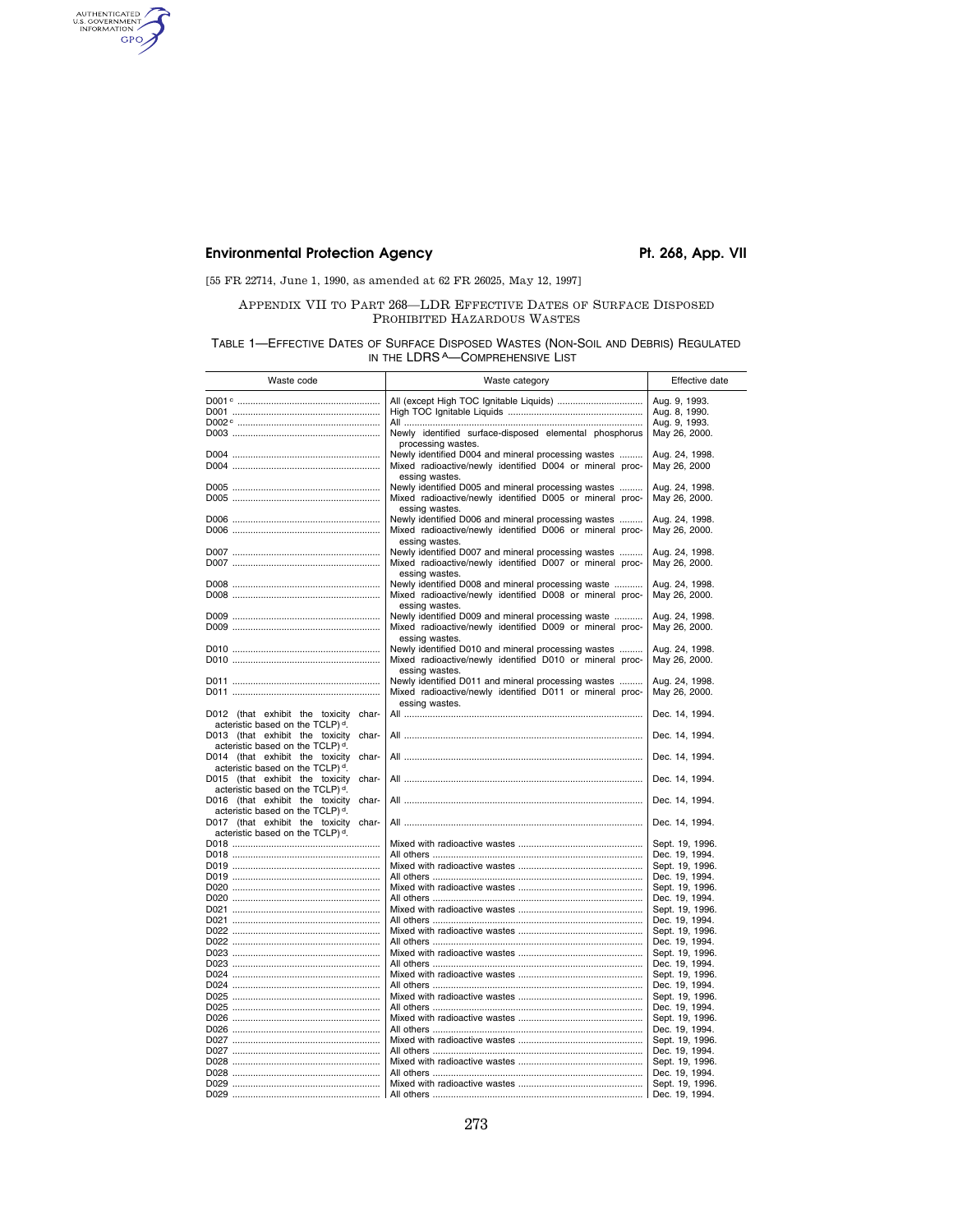[55 FR 22714, June 1, 1990, as amended at 62 FR 26025, May 12, 1997]

## APPENDIX VII TO PART 268—LDR EFFECTIVE DATES OF SURFACE DISPOSED PROHIBITED HAZARDOUS WASTES

TABLE 1—EFFECTIVE DATES OF SURFACE DISPOSED WASTES (NON-SOIL AND DEBRIS) REGULATED IN THE LDRS [A]—COMPREHENSIVE LIST

| Waste code | Waste category | Effective date |
|---|---|---|
| D001 [c] | All (except High TOC Ignitable Liquids) | Aug. 9, 1993. |
| D001 | High TOC Ignitable Liquids | Aug. 8, 1990. |
| D002 [c] | All | Aug. 9, 1993. |
| D003 | Newly identified surface-disposed elemental phosphorus processing wastes. | May 26, 2000. |
| D004 | Newly identified D004 and mineral processing wastes | Aug. 24, 1998. |
| D004 | Mixed radioactive/newly identified D004 or mineral processing wastes. | May 26, 2000 |
| D005 | Newly identified D005 and mineral processing wastes | Aug. 24, 1998. |
| D005 | Mixed radioactive/newly identified D005 or mineral processing wastes. | May 26, 2000. |
| D006 | Newly identified D006 and mineral processing wastes | Aug. 24, 1998. |
| D006 | Mixed radioactive/newly identified D006 or mineral processing wastes. | May 26, 2000. |
| D007 | Newly identified D007 and mineral processing wastes | Aug. 24, 1998. |
| D007 | Mixed radioactive/newly identified D007 or mineral processing wastes. | May 26, 2000. |
| D008 | Newly identified D008 and mineral processing waste | Aug. 24, 1998. |
| D008 | Mixed radioactive/newly identified D008 or mineral processing wastes. | May 26, 2000. |
| D009 | Newly identified D009 and mineral processing waste | Aug. 24, 1998. |
| D009 | Mixed radioactive/newly identified D009 or mineral processing wastes. | May 26, 2000. |
| D010 | Newly identified D010 and mineral processing wastes | Aug. 24, 1998. |
| D010 | Mixed radioactive/newly identified D010 or mineral processing wastes. | May 26, 2000. |
| D011 | Newly identified D011 and mineral processing wastes | Aug. 24, 1998. |
| D011 | Mixed radioactive/newly identified D011 or mineral processing wastes. | May 26, 2000. |
| D012 (that exhibit the toxicity characteristic based on the TCLP) [d]. | All | Dec. 14, 1994. |
| D013 (that exhibit the toxicity characteristic based on the TCLP) [d]. | All | Dec. 14, 1994. |
| D014 (that exhibit the toxicity characteristic based on the TCLP) [d]. | All | Dec. 14, 1994. |
| D015 (that exhibit the toxicity characteristic based on the TCLP) [d]. | All | Dec. 14, 1994. |
| D016 (that exhibit the toxicity characteristic based on the TCLP) [d]. | All | Dec. 14, 1994. |
| D017 (that exhibit the toxicity characteristic based on the TCLP) [d]. | All | Dec. 14, 1994. |
| D018 | Mixed with radioactive wastes | Sept. 19, 1996. |
| D018 | All others | Dec. 19, 1994. |
| D019 | Mixed with radioactive wastes | Sept. 19, 1996. |
| D019 | All others | Dec. 19, 1994. |
| D020 | Mixed with radioactive wastes | Sept. 19, 1996. |
| D020 | All others | Dec. 19, 1994. |
| D021 | Mixed with radioactive wastes | Sept. 19, 1996. |
| D021 | All others | Dec. 19, 1994. |
| D022 | Mixed with radioactive wastes | Sept. 19, 1996. |
| D022 | All others | Dec. 19, 1994. |
| D023 | Mixed with radioactive wastes | Sept. 19, 1996. |
| D023 | All others | Dec. 19, 1994. |
| D024 | Mixed with radioactive wastes | Sept. 19, 1996. |
| D024 | All others | Dec. 19, 1994. |
| D025 | Mixed with radioactive wastes | Sept. 19, 1996. |
| D025 | All others | Dec. 19, 1994. |
| D026 | Mixed with radioactive wastes | Sept. 19, 1996. |
| D026 | All others | Dec. 19, 1994. |
| D027 | Mixed with radioactive wastes | Sept. 19, 1996. |
| D027 | All others | Dec. 19, 1994. |
| D028 | Mixed with radioactive wastes | Sept. 19, 1996. |
| D028 | All others | Dec. 19, 1994. |
| D029 | Mixed with radioactive wastes | Sept. 19, 1996. |
| D029 | All others | Dec. 19, 1994. |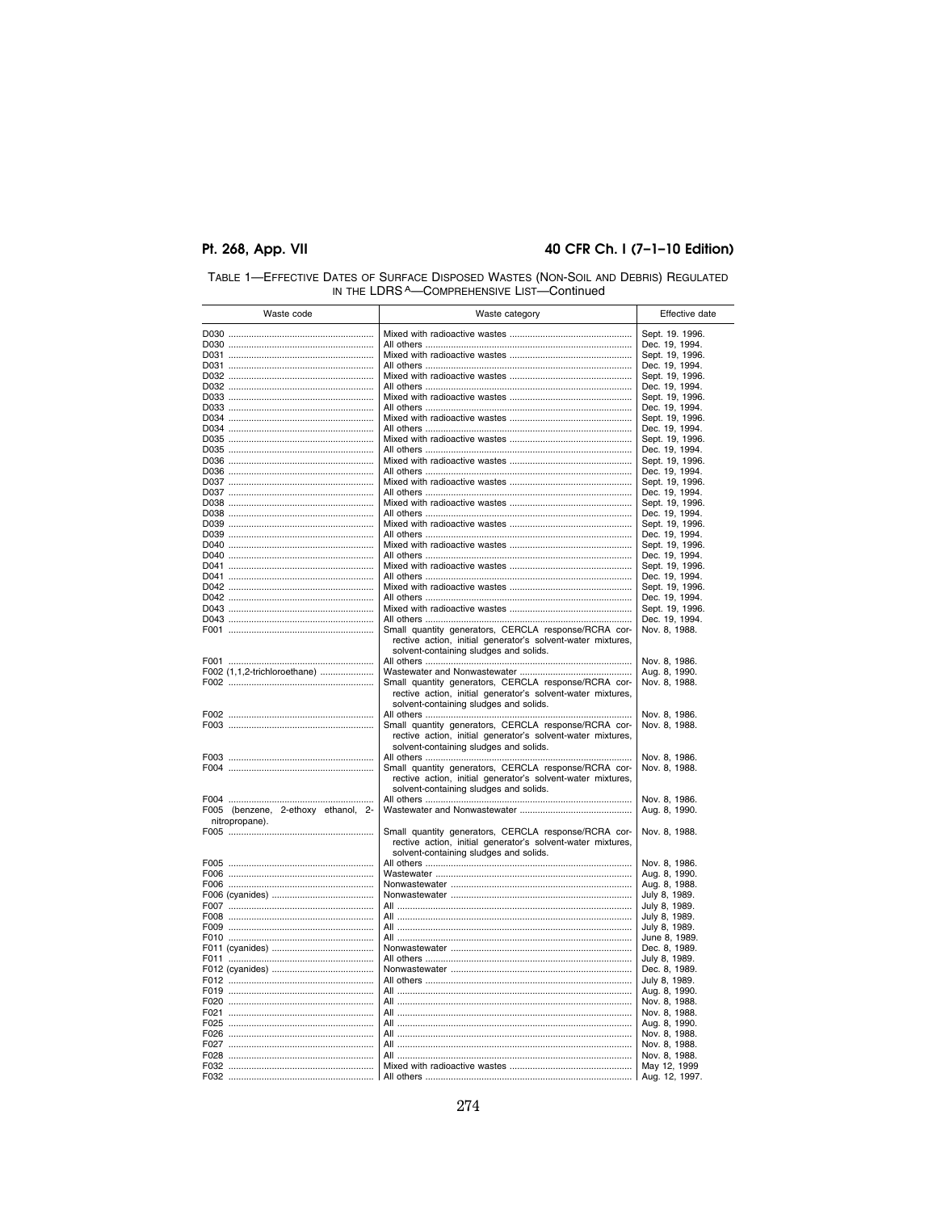TABLE 1—EFFECTIVE DATES OF SURFACE DISPOSED WASTES (NON-SOIL AND DEBRIS) REGULATED IN THE LDRS [A]—COMPREHENSIVE LIST—Continued

| Waste code | Waste category | Effective date |
|---|---|---|
| D030 | Mixed with radioactive wastes | Sept. 19. 1996. |
| D030 | All others | Dec. 19, 1994. |
| D031 | Mixed with radioactive wastes | Sept. 19, 1996. |
| D031 | All others | Dec. 19, 1994. |
| D032 | Mixed with radioactive wastes | Sept. 19, 1996. |
| D032 | All others | Dec. 19, 1994. |
| D033 | Mixed with radioactive wastes | Sept. 19, 1996. |
| D033 | All others | Dec. 19, 1994. |
| D034 | Mixed with radioactive wastes | Sept. 19, 1996. |
| D034 | All others | Dec. 19, 1994. |
| D035 | Mixed with radioactive wastes | Sept. 19, 1996. |
| D035 | All others | Dec. 19, 1994. |
| D036 | Mixed with radioactive wastes | Sept. 19, 1996. |
| D036 | All others | Dec. 19, 1994. |
| D037 | Mixed with radioactive wastes | Sept. 19, 1996. |
| D037 | All others | Dec. 19, 1994. |
| D038 | Mixed with radioactive wastes | Sept. 19, 1996. |
| D038 | All others | Dec. 19, 1994. |
| D039 | Mixed with radioactive wastes | Sept. 19, 1996. |
| D039 | All others | Dec. 19, 1994. |
| D040 | Mixed with radioactive wastes | Sept. 19, 1996. |
| D040 | All others | Dec. 19, 1994. |
| D041 | Mixed with radioactive wastes | Sept. 19, 1996. |
| D041 | All others | Dec. 19, 1994. |
| D042 | Mixed with radioactive wastes | Sept. 19, 1996. |
| D042 | All others | Dec. 19, 1994. |
| D043 | Mixed with radioactive wastes | Sept. 19, 1996. |
| D043 | All others | Dec. 19, 1994. |
| F001 | Small quantity generators, CERCLA response/RCRA corrective action, initial generator's solvent-water mixtures, solvent-containing sludges and solids. | Nov. 8, 1988. |
| F001 | All others | Nov. 8, 1986. |
| F002 (1,1,2-trichloroethane) | Wastewater and Nonwastewater | Aug. 8, 1990. |
| F002 | Small quantity generators, CERCLA response/RCRA corrective action, initial generator's solvent-water mixtures, solvent-containing sludges and solids. | Nov. 8, 1988. |
| F002 | All others | Nov. 8, 1986. |
| F003 | Small quantity generators, CERCLA response/RCRA corrective action, initial generator's solvent-water mixtures, solvent-containing sludges and solids. | Nov. 8, 1988. |
| F003 | All others | Nov. 8, 1986. |
| F004 | Small quantity generators, CERCLA response/RCRA corrective action, initial generator's solvent-water mixtures, solvent-containing sludges and solids. | Nov. 8, 1988. |
| F004 | All others | Nov. 8, 1986. |
| F005 (benzene, 2-ethoxy ethanol, 2-nitropropane). | Wastewater and Nonwastewater | Aug. 8, 1990. |
| F005 | Small quantity generators, CERCLA response/RCRA corrective action, initial generator's solvent-water mixtures, solvent-containing sludges and solids. | Nov. 8, 1988. |
| F005 | All others | Nov. 8, 1986. |
| F006 | Wastewater | Aug. 8, 1990. |
| F006 | Nonwastewater | Aug. 8, 1988. |
| F006 (cyanides) | Nonwastewater | July 8, 1989. |
| F007 | All | July 8, 1989. |
| F008 | All | July 8, 1989. |
| F009 | All | July 8, 1989. |
| F010 | All | June 8, 1989. |
| F011 (cyanides) | Nonwastewater | Dec. 8, 1989. |
| F011 | All others | July 8, 1989. |
| F012 (cyanides) | Nonwastewater | Dec. 8, 1989. |
| F012 | All others | July 8, 1989. |
| F019 | All | Aug. 8, 1990. |
| F020 | All | Nov. 8, 1988. |
| F021 | All | Nov. 8, 1988. |
| F025 | All | Aug. 8, 1990. |
| F026 | All | Nov. 8, 1988. |
| F027 | All | Nov. 8, 1988. |
| F028 | All | Nov. 8, 1988. |
| F032 | Mixed with radioactive wastes | May 12, 1999 |
| F032 | All others | Aug. 12, 1997. |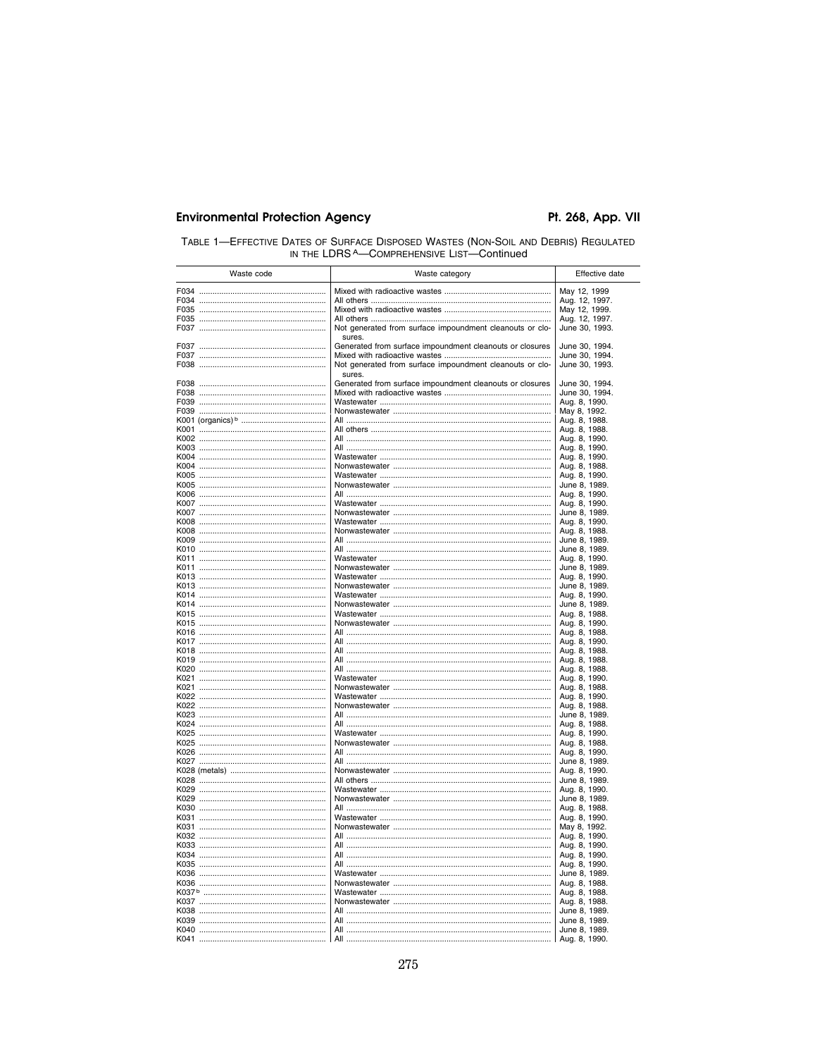TABLE 1—EFFECTIVE DATES OF SURFACE DISPOSED WASTES (NON-SOIL AND DEBRIS) REGULATED IN THE LDRS [A]—COMPREHENSIVE LIST—Continued

| Waste code | Waste category | Effective date |
|---|---|---|
| F034 | Mixed with radioactive wastes | May 12, 1999 |
| F034 | All others | Aug. 12, 1997. |
| F035 | Mixed with radioactive wastes | May 12, 1999. |
| F035 | All others | Aug. 12, 1997. |
| F037 | Not generated from surface impoundment cleanouts or closures. | June 30, 1993. |
| F037 | Generated from surface impoundment cleanouts or closures | June 30, 1994. |
| F037 | Mixed with radioactive wastes | June 30, 1994. |
| F038 | Not generated from surface impoundment cleanouts or closures. | June 30, 1993. |
| F038 | Generated from surface impoundment cleanouts or closures | June 30, 1994. |
| F038 | Mixed with radioactive wastes | June 30, 1994. |
| F039 | Wastewater | Aug. 8, 1990. |
| F039 | Nonwastewater | May 8, 1992. |
| K001 (organics) [b] | All | Aug. 8, 1988. |
| K001 | All others | Aug. 8, 1988. |
| K002 | All | Aug. 8, 1990. |
| K003 | All | Aug. 8, 1990. |
| K004 | Wastewater | Aug. 8, 1990. |
| K004 | Nonwastewater | Aug. 8, 1988. |
| K005 | Wastewater | Aug. 8, 1990. |
| K005 | Nonwastewater | June 8, 1989. |
| K006 | All | Aug. 8, 1990. |
| K007 | Wastewater | Aug. 8, 1990. |
| K007 | Nonwastewater | June 8, 1989. |
| K008 | Wastewater | Aug. 8, 1990. |
| K008 | Nonwastewater | Aug. 8, 1988. |
| K009 | All | June 8, 1989. |
| K010 | All | June 8, 1989. |
| K011 | Wastewater | Aug. 8, 1990. |
| K011 | Nonwastewater | June 8, 1989. |
| K013 | Wastewater | Aug. 8, 1990. |
| K013 | Nonwastewater | June 8, 1989. |
| K014 | Wastewater | Aug. 8, 1990. |
| K014 | Nonwastewater | June 8, 1989. |
| K015 | Wastewater | Aug. 8, 1988. |
| K015 | Nonwastewater | Aug. 8, 1990. |
| K016 | All | Aug. 8, 1988. |
| K017 | All | Aug. 8, 1990. |
| K018 | All | Aug. 8, 1988. |
| K019 | All | Aug. 8, 1988. |
| K020 | All | Aug. 8, 1988. |
| K021 | Wastewater | Aug. 8, 1990. |
| K021 | Nonwastewater | Aug. 8, 1988. |
| K022 | Wastewater | Aug. 8, 1990. |
| K022 | Nonwastewater | Aug. 8, 1988. |
| K023 | All | June 8, 1989. |
| K024 | All | Aug. 8, 1988. |
| K025 | Wastewater | Aug. 8, 1990. |
| K025 | Nonwastewater | Aug. 8, 1988. |
| K026 | All | Aug. 8, 1990. |
| K027 | All | June 8, 1989. |
| K028 (metals) | Nonwastewater | Aug. 8, 1990. |
| K028 | All others | June 8, 1989. |
| K029 | Wastewater | Aug. 8, 1990. |
| K029 | Nonwastewater | June 8, 1989. |
| K030 | All | Aug. 8, 1988. |
| K031 | Wastewater | Aug. 8, 1990. |
| K031 | Nonwastewater | May 8, 1992. |
| K032 | All | Aug. 8, 1990. |
| K033 | All | Aug. 8, 1990. |
| K034 | All | Aug. 8, 1990. |
| K035 | All | Aug. 8, 1990. |
| K036 | Wastewater | June 8, 1989. |
| K036 | Nonwastewater | Aug. 8, 1988. |
| K037 [b] | Wastewater | Aug. 8, 1988. |
| K037 | Nonwastewater | Aug. 8, 1988. |
| K038 | All | June 8, 1989. |
| K039 | All | June 8, 1989. |
| K040 | All | June 8, 1989. |
| K041 | All | Aug. 8, 1990. |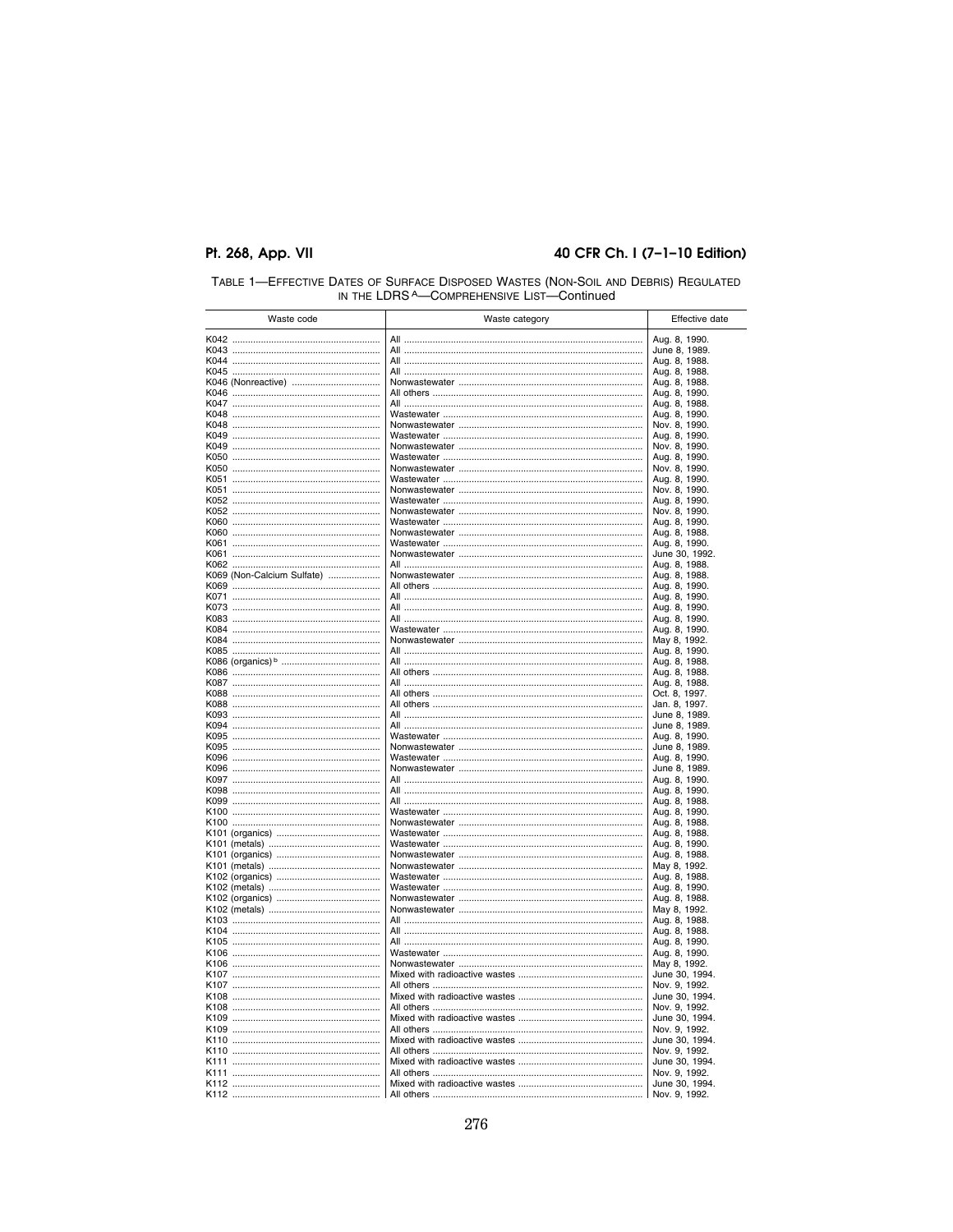TABLE 1—EFFECTIVE DATES OF SURFACE DISPOSED WASTES (NON-SOIL AND DEBRIS) REGULATED IN THE LDRS [A]—COMPREHENSIVE LIST—Continued

| Waste code | Waste category | Effective date |
|---|---|---|
| K042 | All | Aug. 8, 1990. |
| K043 | All | June 8, 1989. |
| K044 | All | Aug. 8, 1988. |
| K045 | All | Aug. 8, 1988. |
| K046 (Nonreactive) | Nonwastewater | Aug. 8, 1988. |
| K046 | All others | Aug. 8, 1990. |
| K047 | All | Aug. 8, 1988. |
| K048 | Wastewater | Aug. 8, 1990. |
| K048 | Nonwastewater | Nov. 8, 1990. |
| K049 | Wastewater | Aug. 8, 1990. |
| K049 | Nonwastewater | Nov. 8, 1990. |
| K050 | Wastewater | Aug. 8, 1990. |
| K050 | Nonwastewater | Nov. 8, 1990. |
| K051 | Wastewater | Aug. 8, 1990. |
| K051 | Nonwastewater | Nov. 8, 1990. |
| K052 | Wastewater | Aug. 8, 1990. |
| K052 | Nonwastewater | Nov. 8, 1990. |
| K060 | Wastewater | Aug. 8, 1990. |
| K060 | Nonwastewater | Aug. 8, 1988. |
| K061 | Wastewater | Aug. 8, 1990. |
| K061 | Nonwastewater | June 30, 1992. |
| K062 | All | Aug. 8, 1988. |
| K069 (Non-Calcium Sulfate) | Nonwastewater | Aug. 8, 1988. |
| K069 | All others | Aug. 8, 1990. |
| K071 | All | Aug. 8, 1990. |
| K073 | All | Aug. 8, 1990. |
| K083 | All | Aug. 8, 1990. |
| K084 | Wastewater | Aug. 8, 1990. |
| K084 | Nonwastewater | May 8, 1992. |
| K085 | All | Aug. 8, 1990. |
| K086 (organics) [b] | All | Aug. 8, 1988. |
| K086 | All others | Aug. 8, 1988. |
| K087 | All | Aug. 8, 1988. |
| K088 | All others | Oct. 8, 1997. |
| K088 | All others | Jan. 8, 1997. |
| K093 | All | June 8, 1989. |
| K094 | All | June 8, 1989. |
| K095 | Wastewater | Aug. 8, 1990. |
| K095 | Nonwastewater | June 8, 1989. |
| K096 | Wastewater | Aug. 8, 1990. |
| K096 | Nonwastewater | June 8, 1989. |
| K097 | All | Aug. 8, 1990. |
| K098 | All | Aug. 8, 1990. |
| K099 | All | Aug. 8, 1988. |
| K100 | Wastewater | Aug. 8, 1990. |
| K100 | Nonwastewater | Aug. 8, 1988. |
| K101 (organics) | Wastewater | Aug. 8, 1988. |
| K101 (metals) | Wastewater | Aug. 8, 1990. |
| K101 (organics) | Nonwastewater | Aug. 8, 1988. |
| K101 (metals) | Nonwastewater | May 8, 1992. |
| K102 (organics) | Wastewater | Aug. 8, 1988. |
| K102 (metals) | Wastewater | Aug. 8, 1990. |
| K102 (organics) | Nonwastewater | Aug. 8, 1988. |
| K102 (metals) | Nonwastewater | May 8, 1992. |
| K103 | All | Aug. 8, 1988. |
| K104 | All | Aug. 8, 1988. |
| K105 | All | Aug. 8, 1990. |
| K106 | Wastewater | Aug. 8, 1990. |
| K106 | Nonwastewater | May 8, 1992. |
| K107 | Mixed with radioactive wastes | June 30, 1994. |
| K107 | All others | Nov. 9, 1992. |
| K108 | Mixed with radioactive wastes | June 30, 1994. |
| K108 | All others | Nov. 9, 1992. |
| K109 | Mixed with radioactive wastes | June 30, 1994. |
| K109 | All others | Nov. 9, 1992. |
| K110 | Mixed with radioactive wastes | June 30, 1994. |
| K110 | All others | Nov. 9, 1992. |
| K111 | Mixed with radioactive wastes | June 30, 1994. |
| K111 | All others | Nov. 9, 1992. |
| K112 | Mixed with radioactive wastes | June 30, 1994. |
| K112 | All others | Nov. 9, 1992. |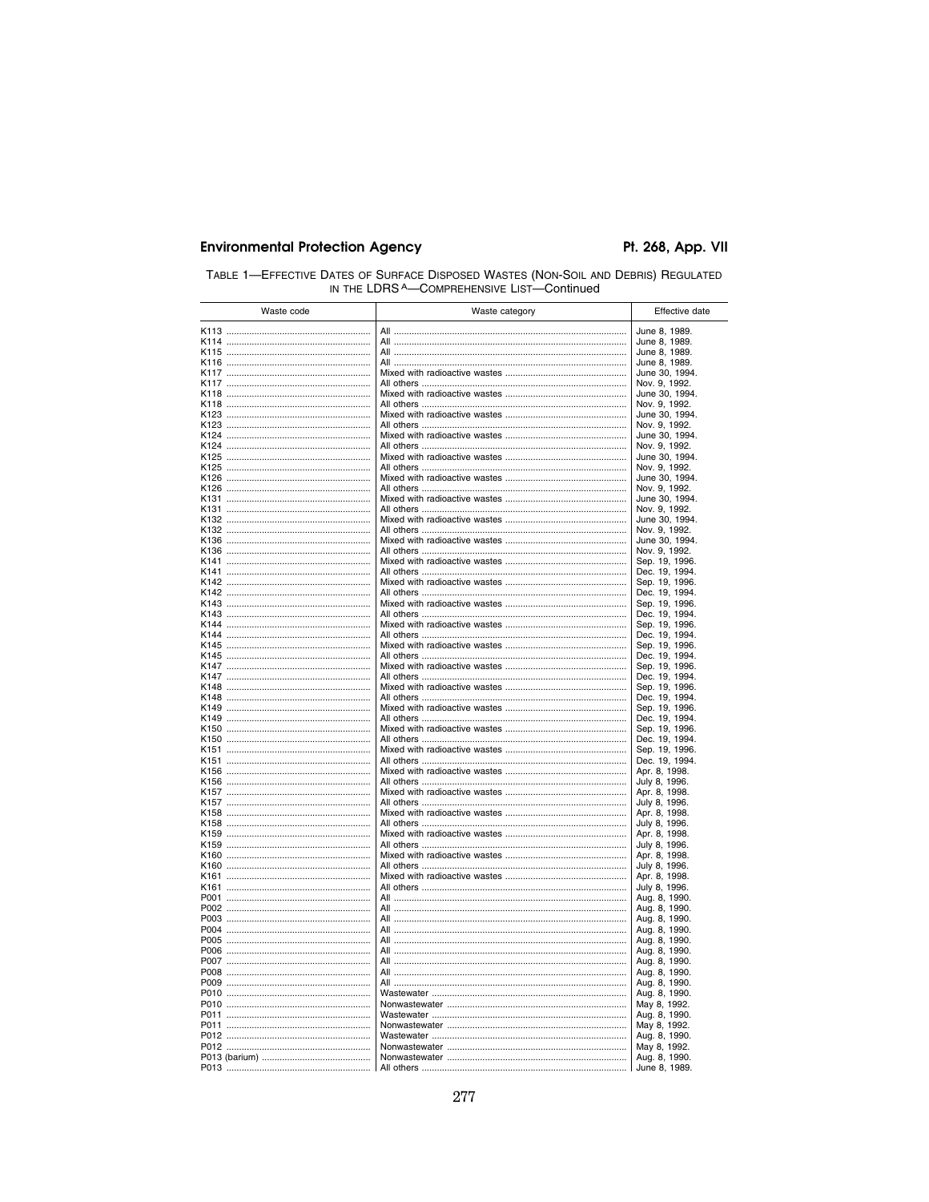TABLE 1—EFFECTIVE DATES OF SURFACE DISPOSED WASTES (NON-SOIL AND DEBRIS) REGULATED IN THE LDRS [A]—COMPREHENSIVE LIST—Continued

| Waste code | Waste category | Effective date |
|---|---|---|
| K113 | All | June 8, 1989. |
| K114 | All | June 8, 1989. |
| K115 | All | June 8, 1989. |
| K116 | All | June 8, 1989. |
| K117 | Mixed with radioactive wastes | June 30, 1994. |
| K117 | All others | Nov. 9, 1992. |
| K118 | Mixed with radioactive wastes | June 30, 1994. |
| K118 | All others | Nov. 9, 1992. |
| K123 | Mixed with radioactive wastes | June 30, 1994. |
| K123 | All others | Nov. 9, 1992. |
| K124 | Mixed with radioactive wastes | June 30, 1994. |
| K124 | All others | Nov. 9, 1992. |
| K125 | Mixed with radioactive wastes | June 30, 1994. |
| K125 | All others | Nov. 9, 1992. |
| K126 | Mixed with radioactive wastes | June 30, 1994. |
| K126 | All others | Nov. 9, 1992. |
| K131 | Mixed with radioactive wastes | June 30, 1994. |
| K131 | All others | Nov. 9, 1992. |
| K132 | Mixed with radioactive wastes | June 30, 1994. |
| K132 | All others | Nov. 9, 1992. |
| K136 | Mixed with radioactive wastes | June 30, 1994. |
| K136 | All others | Nov. 9, 1992. |
| K141 | Mixed with radioactive wastes | Sep. 19, 1996. |
| K141 | All others | Dec. 19, 1994. |
| K142 | Mixed with radioactive wastes | Sep. 19, 1996. |
| K142 | All others | Dec. 19, 1994. |
| K143 | Mixed with radioactive wastes | Sep. 19, 1996. |
| K143 | All others | Dec. 19, 1994. |
| K144 | Mixed with radioactive wastes | Sep. 19, 1996. |
| K144 | All others | Dec. 19, 1994. |
| K145 | Mixed with radioactive wastes | Sep. 19, 1996. |
| K145 | All others | Dec. 19, 1994. |
| K147 | Mixed with radioactive wastes | Sep. 19, 1996. |
| K147 | All others | Dec. 19, 1994. |
| K148 | Mixed with radioactive wastes | Sep. 19, 1996. |
| K148 | All others | Dec. 19, 1994. |
| K149 | Mixed with radioactive wastes | Sep. 19, 1996. |
| K149 | All others | Dec. 19, 1994. |
| K150 | Mixed with radioactive wastes | Sep. 19, 1996. |
| K150 | All others | Dec. 19, 1994. |
| K151 | Mixed with radioactive wastes | Sep. 19, 1996. |
| K151 | All others | Dec. 19, 1994. |
| K156 | Mixed with radioactive wastes | Apr. 8, 1998. |
| K156 | All others | July 8, 1996. |
| K157 | Mixed with radioactive wastes | Apr. 8, 1998. |
| K157 | All others | July 8, 1996. |
| K158 | Mixed with radioactive wastes | Apr. 8, 1998. |
| K158 | All others | July 8, 1996. |
| K159 | Mixed with radioactive wastes | Apr. 8, 1998. |
| K159 | All others | July 8, 1996. |
| K160 | Mixed with radioactive wastes | Apr. 8, 1998. |
| K160 | All others | July 8, 1996. |
| K161 | Mixed with radioactive wastes | Apr. 8, 1998. |
| K161 | All others | July 8, 1996. |
| P001 | All | Aug. 8, 1990. |
| P002 | All | Aug. 8, 1990. |
| P003 | All | Aug. 8, 1990. |
| P004 | All | Aug. 8, 1990. |
| P005 | All | Aug. 8, 1990. |
| P006 | All | Aug. 8, 1990. |
| P007 | All | Aug. 8, 1990. |
| P008 | All | Aug. 8, 1990. |
| P009 | All | Aug. 8, 1990. |
| P010 | Wastewater | Aug. 8, 1990. |
| P010 | Nonwastewater | May 8, 1992. |
| P011 | Wastewater | Aug. 8, 1990. |
| P011 | Nonwastewater | May 8, 1992. |
| P012 | Wastewater | Aug. 8, 1990. |
| P012 | Nonwastewater | May 8, 1992. |
| P013 (barium) | Nonwastewater | Aug. 8, 1990. |
| P013 | All others | June 8, 1989. |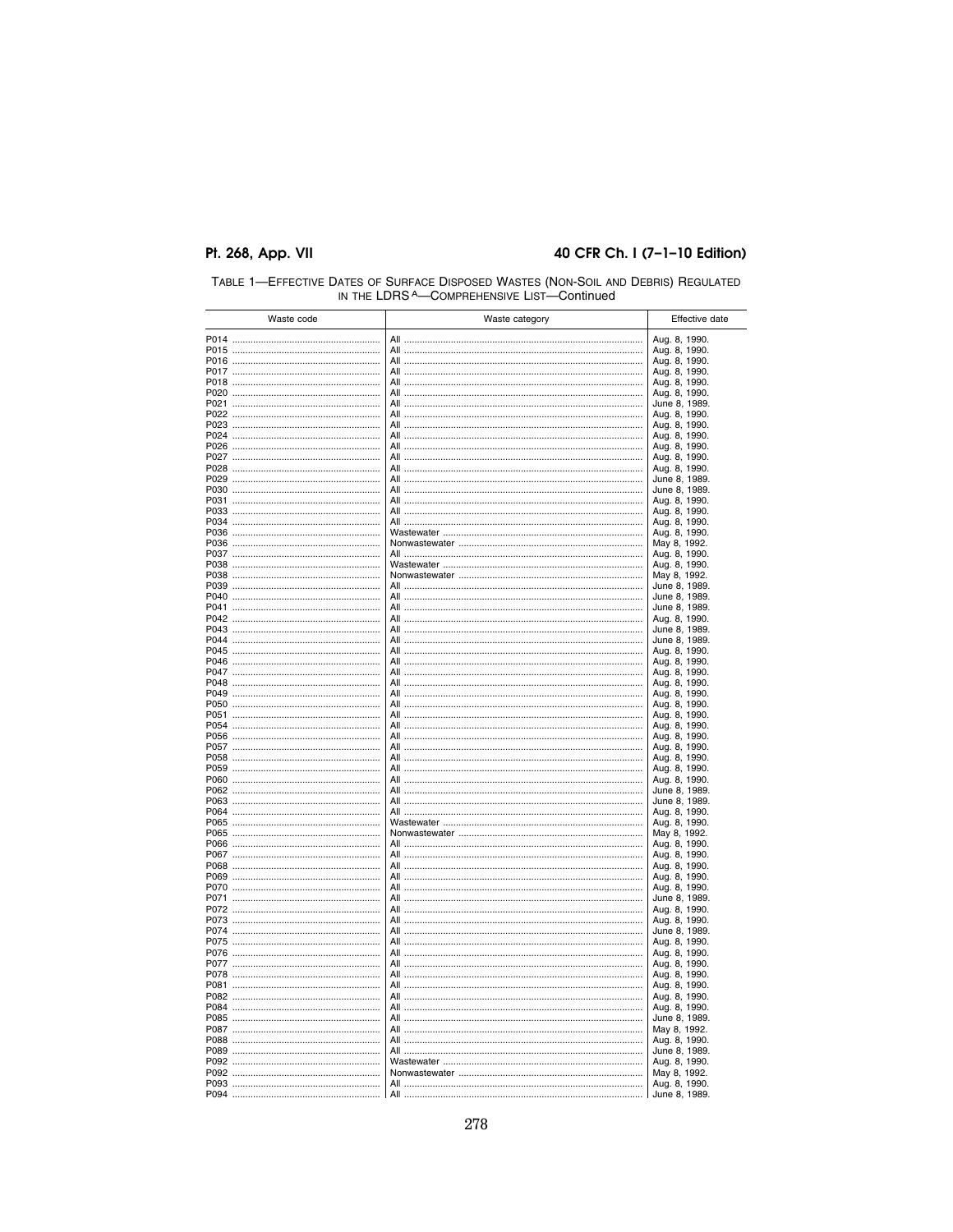TABLE 1—EFFECTIVE DATES OF SURFACE DISPOSED WASTES (NON-SOIL AND DEBRIS) REGULATED IN THE LDRS [A]—COMPREHENSIVE LIST—Continued

| Waste code | Waste category | Effective date |
|---|---|---|
| P014 | All | Aug. 8, 1990. |
| P015 | All | Aug. 8, 1990. |
| P016 | All | Aug. 8, 1990. |
| P017 | All | Aug. 8, 1990. |
| P018 | All | Aug. 8, 1990. |
| P020 | All | Aug. 8, 1990. |
| P021 | All | June 8, 1989. |
| P022 | All | Aug. 8, 1990. |
| P023 | All | Aug. 8, 1990. |
| P024 | All | Aug. 8, 1990. |
| P026 | All | Aug. 8, 1990. |
| P027 | All | Aug. 8, 1990. |
| P028 | All | Aug. 8, 1990. |
| P029 | All | June 8, 1989. |
| P030 | All | June 8, 1989. |
| P031 | All | Aug. 8, 1990. |
| P033 | All | Aug. 8, 1990. |
| P034 | All | Aug. 8, 1990. |
| P036 | Wastewater | Aug. 8, 1990. |
| P036 | Nonwastewater | May 8, 1992. |
| P037 | All | Aug. 8, 1990. |
| P038 | Wastewater | Aug. 8, 1990. |
| P038 | Nonwastewater | May 8, 1992. |
| P039 | All | June 8, 1989. |
| P040 | All | June 8, 1989. |
| P041 | All | June 8, 1989. |
| P042 | All | Aug. 8, 1990. |
| P043 | All | June 8, 1989. |
| P044 | All | June 8, 1989. |
| P045 | All | Aug. 8, 1990. |
| P046 | All | Aug. 8, 1990. |
| P047 | All | Aug. 8, 1990. |
| P048 | All | Aug. 8, 1990. |
| P049 | All | Aug. 8, 1990. |
| P050 | All | Aug. 8, 1990. |
| P051 | All | Aug. 8, 1990. |
| P054 | All | Aug. 8, 1990. |
| P056 | All | Aug. 8, 1990. |
| P057 | All | Aug. 8, 1990. |
| P058 | All | Aug. 8, 1990. |
| P059 | All | Aug. 8, 1990. |
| P060 | All | Aug. 8, 1990. |
| P062 | All | June 8, 1989. |
| P063 | All | June 8, 1989. |
| P064 | All | Aug. 8, 1990. |
| P065 | Wastewater | Aug. 8, 1990. |
| P065 | Nonwastewater | May 8, 1992. |
| P066 | All | Aug. 8, 1990. |
| P067 | All | Aug. 8, 1990. |
| P068 | All | Aug. 8, 1990. |
| P069 | All | Aug. 8, 1990. |
| P070 | All | Aug. 8, 1990. |
| P071 | All | June 8, 1989. |
| P072 | All | Aug. 8, 1990. |
| P073 | All | Aug. 8, 1990. |
| P074 | All | June 8, 1989. |
| P075 | All | Aug. 8, 1990. |
| P076 | All | Aug. 8, 1990. |
| P077 | All | Aug. 8, 1990. |
| P078 | All | Aug. 8, 1990. |
| P081 | All | Aug. 8, 1990. |
| P082 | All | Aug. 8, 1990. |
| P084 | All | Aug. 8, 1990. |
| P085 | All | June 8, 1989. |
| P087 | All | May 8, 1992. |
| P088 | All | Aug. 8, 1990. |
| P089 | All | June 8, 1989. |
| P092 | Wastewater | Aug. 8, 1990. |
| P092 | Nonwastewater | May 8, 1992. |
| P093 | All | Aug. 8, 1990. |
| P094 | All | June 8, 1989. |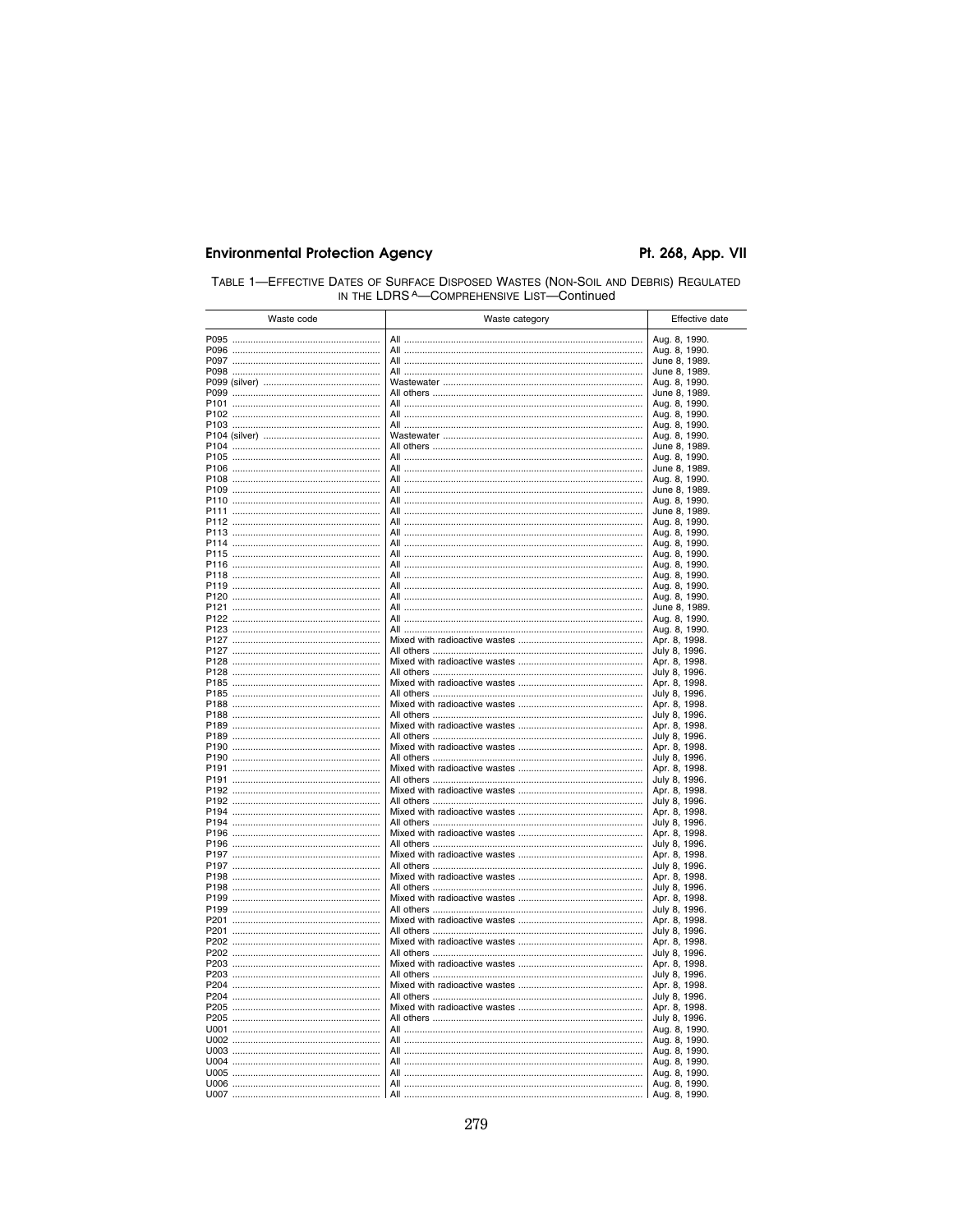TABLE 1—EFFECTIVE DATES OF SURFACE DISPOSED WASTES (NON-SOIL AND DEBRIS) REGULATED IN THE LDRS [A]—COMPREHENSIVE LIST—Continued

| Waste code | Waste category | Effective date |
|---|---|---|
| P095 | All | Aug. 8, 1990. |
| P096 | All | Aug. 8, 1990. |
| P097 | All | June 8, 1989. |
| P098 | All | June 8, 1989. |
| P099 (silver) | Wastewater | Aug. 8, 1990. |
| P099 | All others | June 8, 1989. |
| P101 | All | Aug. 8, 1990. |
| P102 | All | Aug. 8, 1990. |
| P103 | All | Aug. 8, 1990. |
| P104 (silver) | Wastewater | Aug. 8, 1990. |
| P104 | All others | June 8, 1989. |
| P105 | All | Aug. 8, 1990. |
| P106 | All | June 8, 1989. |
| P108 | All | Aug. 8, 1990. |
| P109 | All | June 8, 1989. |
| P110 | All | Aug. 8, 1990. |
| P111 | All | June 8, 1989. |
| P112 | All | Aug. 8, 1990. |
| P113 | All | Aug. 8, 1990. |
| P114 | All | Aug. 8, 1990. |
| P115 | All | Aug. 8, 1990. |
| P116 | All | Aug. 8, 1990. |
| P118 | All | Aug. 8, 1990. |
| P119 | All | Aug. 8, 1990. |
| P120 | All | Aug. 8, 1990. |
| P121 | All | June 8, 1989. |
| P122 | All | Aug. 8, 1990. |
| P123 | All | Aug. 8, 1990. |
| P127 | Mixed with radioactive wastes | Apr. 8, 1998. |
| P127 | All others | July 8, 1996. |
| P128 | Mixed with radioactive wastes | Apr. 8, 1998. |
| P128 | All others | July 8, 1996. |
| P185 | Mixed with radioactive wastes | Apr. 8, 1998. |
| P185 | All others | July 8, 1996. |
| P188 | Mixed with radioactive wastes | Apr. 8, 1998. |
| P188 | All others | July 8, 1996. |
| P189 | Mixed with radioactive wastes | Apr. 8, 1998. |
| P189 | All others | July 8, 1996. |
| P190 | Mixed with radioactive wastes | Apr. 8, 1998. |
| P190 | All others | July 8, 1996. |
| P191 | Mixed with radioactive wastes | Apr. 8, 1998. |
| P191 | All others | July 8, 1996. |
| P192 | Mixed with radioactive wastes | Apr. 8, 1998. |
| P192 | All others | July 8, 1996. |
| P194 | Mixed with radioactive wastes | Apr. 8, 1998. |
| P194 | All others | July 8, 1996. |
| P196 | Mixed with radioactive wastes | Apr. 8, 1998. |
| P196 | All others | July 8, 1996. |
| P197 | Mixed with radioactive wastes | Apr. 8, 1998. |
| P197 | All others | July 8, 1996. |
| P198 | Mixed with radioactive wastes | Apr. 8, 1998. |
| P198 | All others | July 8, 1996. |
| P199 | Mixed with radioactive wastes | Apr. 8, 1998. |
| P199 | All others | July 8, 1996. |
| P201 | Mixed with radioactive wastes | Apr. 8, 1998. |
| P201 | All others | July 8, 1996. |
| P202 | Mixed with radioactive wastes | Apr. 8, 1998. |
| P202 | All others | July 8, 1996. |
| P203 | Mixed with radioactive wastes | Apr. 8, 1998. |
| P203 | All others | July 8, 1996. |
| P204 | Mixed with radioactive wastes | Apr. 8, 1998. |
| P204 | All others | July 8, 1996. |
| P205 | Mixed with radioactive wastes | Apr. 8, 1998. |
| P205 | All others | July 8, 1996. |
| U001 | All | Aug. 8, 1990. |
| U002 | All | Aug. 8, 1990. |
| U003 | All | Aug. 8, 1990. |
| U004 | All | Aug. 8, 1990. |
| U005 | All | Aug. 8, 1990. |
| U006 | All | Aug. 8, 1990. |
| U007 | All | Aug. 8, 1990. |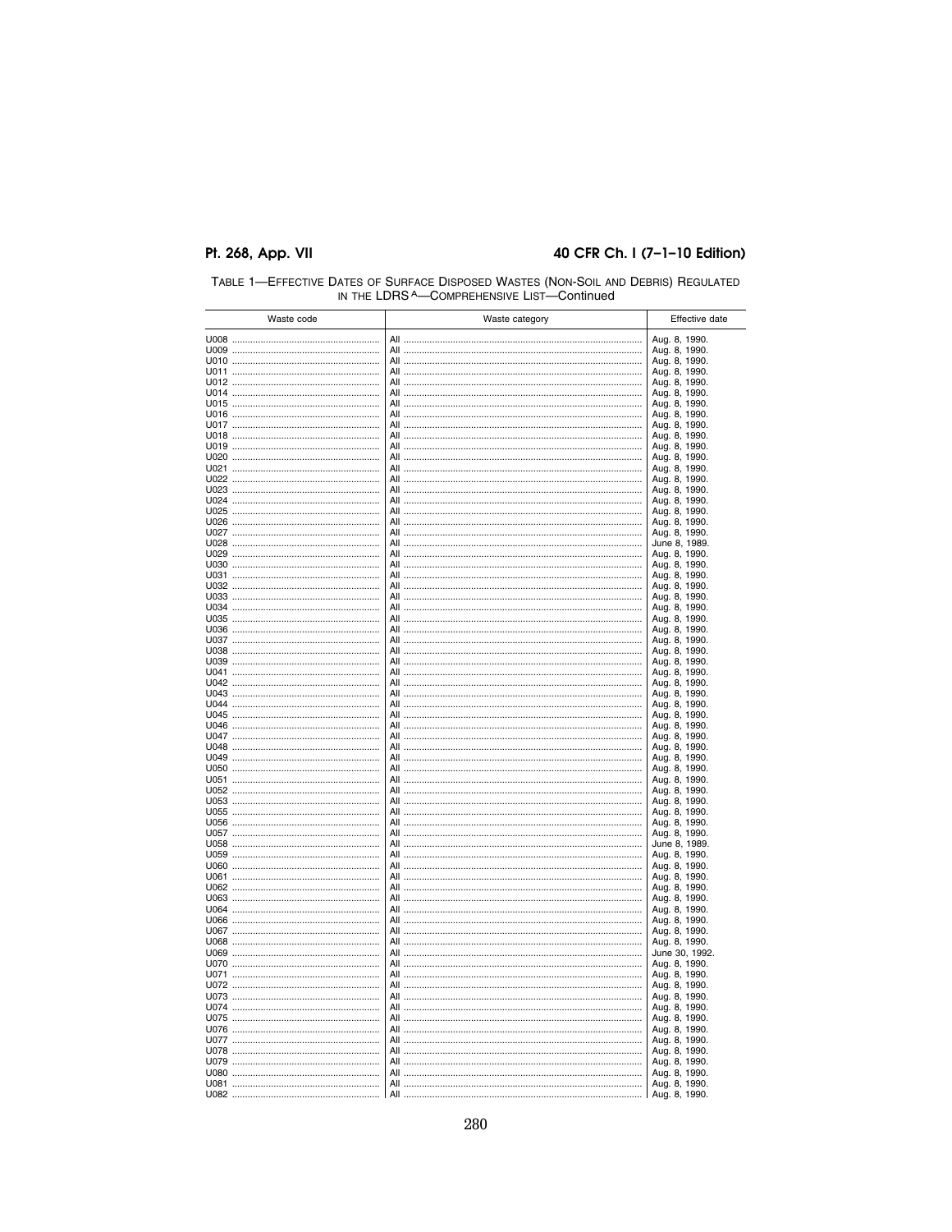TABLE 1—EFFECTIVE DATES OF SURFACE DISPOSED WASTES (NON-SOIL AND DEBRIS) REGULATED IN THE LDRS [A]—COMPREHENSIVE LIST—Continued

| Waste code | Waste category | Effective date |
|---|---|---|
| U008 | All | Aug. 8, 1990. |
| U009 | All | Aug. 8, 1990. |
| U010 | All | Aug. 8, 1990. |
| U011 | All | Aug. 8, 1990. |
| U012 | All | Aug. 8, 1990. |
| U014 | All | Aug. 8, 1990. |
| U015 | All | Aug. 8, 1990. |
| U016 | All | Aug. 8, 1990. |
| U017 | All | Aug. 8, 1990. |
| U018 | All | Aug. 8, 1990. |
| U019 | All | Aug. 8, 1990. |
| U020 | All | Aug. 8, 1990. |
| U021 | All | Aug. 8, 1990. |
| U022 | All | Aug. 8, 1990. |
| U023 | All | Aug. 8, 1990. |
| U024 | All | Aug. 8, 1990. |
| U025 | All | Aug. 8, 1990. |
| U026 | All | Aug. 8, 1990. |
| U027 | All | Aug. 8, 1990. |
| U028 | All | June 8, 1989. |
| U029 | All | Aug. 8, 1990. |
| U030 | All | Aug. 8, 1990. |
| U031 | All | Aug. 8, 1990. |
| U032 | All | Aug. 8, 1990. |
| U033 | All | Aug. 8, 1990. |
| U034 | All | Aug. 8, 1990. |
| U035 | All | Aug. 8, 1990. |
| U036 | All | Aug. 8, 1990. |
| U037 | All | Aug. 8, 1990. |
| U038 | All | Aug. 8, 1990. |
| U039 | All | Aug. 8, 1990. |
| U041 | All | Aug. 8, 1990. |
| U042 | All | Aug. 8, 1990. |
| U043 | All | Aug. 8, 1990. |
| U044 | All | Aug. 8, 1990. |
| U045 | All | Aug. 8, 1990. |
| U046 | All | Aug. 8, 1990. |
| U047 | All | Aug. 8, 1990. |
| U048 | All | Aug. 8, 1990. |
| U049 | All | Aug. 8, 1990. |
| U050 | All | Aug. 8, 1990. |
| U051 | All | Aug. 8, 1990. |
| U052 | All | Aug. 8, 1990. |
| U053 | All | Aug. 8, 1990. |
| U055 | All | Aug. 8, 1990. |
| U056 | All | Aug. 8, 1990. |
| U057 | All | Aug. 8, 1990. |
| U058 | All | June 8, 1989. |
| U059 | All | Aug. 8, 1990. |
| U060 | All | Aug. 8, 1990. |
| U061 | All | Aug. 8, 1990. |
| U062 | All | Aug. 8, 1990. |
| U063 | All | Aug. 8, 1990. |
| U064 | All | Aug. 8, 1990. |
| U066 | All | Aug. 8, 1990. |
| U067 | All | Aug. 8, 1990. |
| U068 | All | Aug. 8, 1990. |
| U069 | All | June 30, 1992. |
| U070 | All | Aug. 8, 1990. |
| U071 | All | Aug. 8, 1990. |
| U072 | All | Aug. 8, 1990. |
| U073 | All | Aug. 8, 1990. |
| U074 | All | Aug. 8, 1990. |
| U075 | All | Aug. 8, 1990. |
| U076 | All | Aug. 8, 1990. |
| U077 | All | Aug. 8, 1990. |
| U078 | All | Aug. 8, 1990. |
| U079 | All | Aug. 8, 1990. |
| U080 | All | Aug. 8, 1990. |
| U081 | All | Aug. 8, 1990. |
| U082 | All | Aug. 8, 1990. |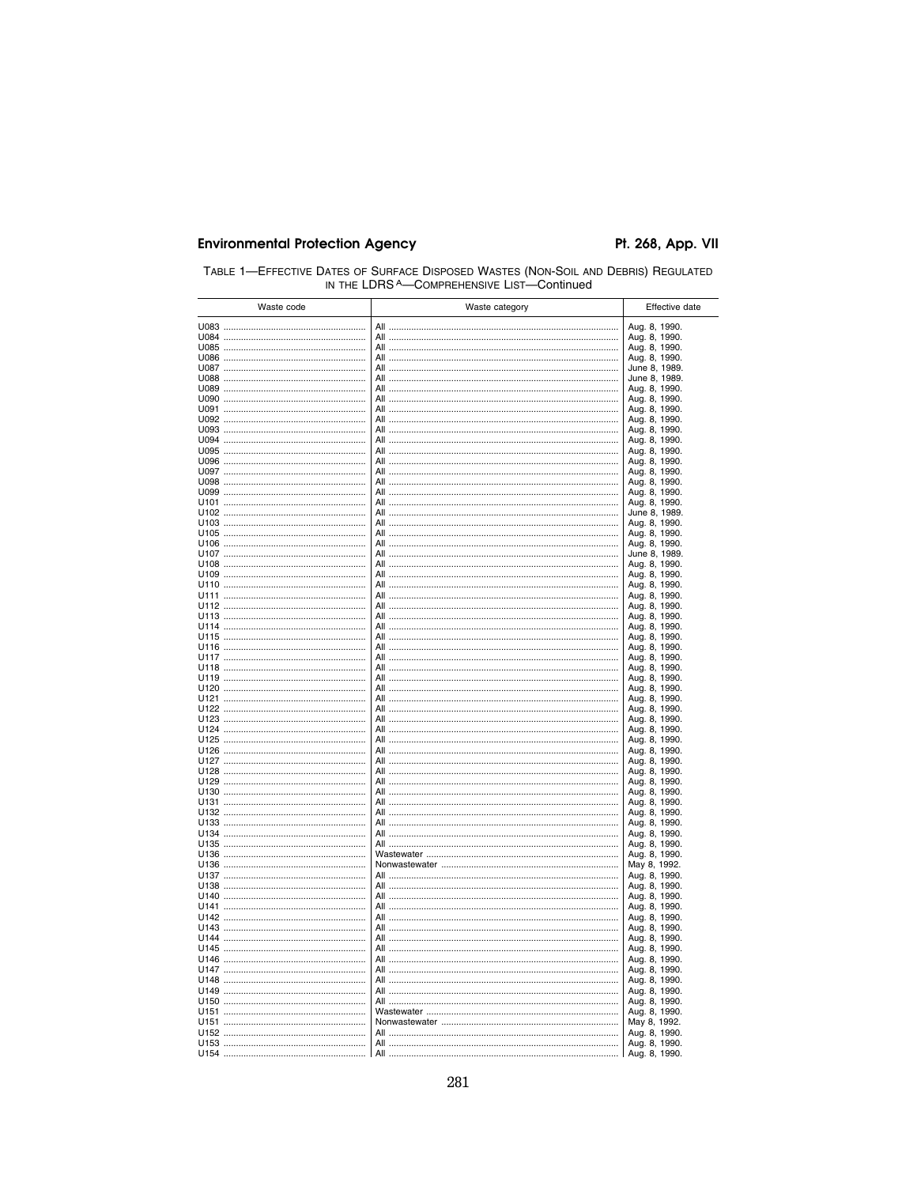TABLE 1—EFFECTIVE DATES OF SURFACE DISPOSED WASTES (NON-SOIL AND DEBRIS) REGULATED IN THE LDRS [A]—COMPREHENSIVE LIST—Continued

| Waste code | Waste category | Effective date |
|---|---|---|
| U083 | All | Aug. 8, 1990. |
| U084 | All | Aug. 8, 1990. |
| U085 | All | Aug. 8, 1990. |
| U086 | All | Aug. 8, 1990. |
| U087 | All | June 8, 1989. |
| U088 | All | June 8, 1989. |
| U089 | All | Aug. 8, 1990. |
| U090 | All | Aug. 8, 1990. |
| U091 | All | Aug. 8, 1990. |
| U092 | All | Aug. 8, 1990. |
| U093 | All | Aug. 8, 1990. |
| U094 | All | Aug. 8, 1990. |
| U095 | All | Aug. 8, 1990. |
| U096 | All | Aug. 8, 1990. |
| U097 | All | Aug. 8, 1990. |
| U098 | All | Aug. 8, 1990. |
| U099 | All | Aug. 8, 1990. |
| U101 | All | Aug. 8, 1990. |
| U102 | All | June 8, 1989. |
| U103 | All | Aug. 8, 1990. |
| U105 | All | Aug. 8, 1990. |
| U106 | All | Aug. 8, 1990. |
| U107 | All | June 8, 1989. |
| U108 | All | Aug. 8, 1990. |
| U109 | All | Aug. 8, 1990. |
| U110 | All | Aug. 8, 1990. |
| U111 | All | Aug. 8, 1990. |
| U112 | All | Aug. 8, 1990. |
| U113 | All | Aug. 8, 1990. |
| U114 | All | Aug. 8, 1990. |
| U115 | All | Aug. 8, 1990. |
| U116 | All | Aug. 8, 1990. |
| U117 | All | Aug. 8, 1990. |
| U118 | All | Aug. 8, 1990. |
| U119 | All | Aug. 8, 1990. |
| U120 | All | Aug. 8, 1990. |
| U121 | All | Aug. 8, 1990. |
| U122 | All | Aug. 8, 1990. |
| U123 | All | Aug. 8, 1990. |
| U124 | All | Aug. 8, 1990. |
| U125 | All | Aug. 8, 1990. |
| U126 | All | Aug. 8, 1990. |
| U127 | All | Aug. 8, 1990. |
| U128 | All | Aug. 8, 1990. |
| U129 | All | Aug. 8, 1990. |
| U130 | All | Aug. 8, 1990. |
| U131 | All | Aug. 8, 1990. |
| U132 | All | Aug. 8, 1990. |
| U133 | All | Aug. 8, 1990. |
| U134 | All | Aug. 8, 1990. |
| U135 | All | Aug. 8, 1990. |
| U136 | Wastewater | Aug. 8, 1990. |
| U136 | Nonwastewater | May 8, 1992. |
| U137 | All | Aug. 8, 1990. |
| U138 | All | Aug. 8, 1990. |
| U140 | All | Aug. 8, 1990. |
| U141 | All | Aug. 8, 1990. |
| U142 | All | Aug. 8, 1990. |
| U143 | All | Aug. 8, 1990. |
| U144 | All | Aug. 8, 1990. |
| U145 | All | Aug. 8, 1990. |
| U146 | All | Aug. 8, 1990. |
| U147 | All | Aug. 8, 1990. |
| U148 | All | Aug. 8, 1990. |
| U149 | All | Aug. 8, 1990. |
| U150 | All | Aug. 8, 1990. |
| U151 | Wastewater | Aug. 8, 1990. |
| U151 | Nonwastewater | May 8, 1992. |
| U152 | All | Aug. 8, 1990. |
| U153 | All | Aug. 8, 1990. |
| U154 | All | Aug. 8, 1990. |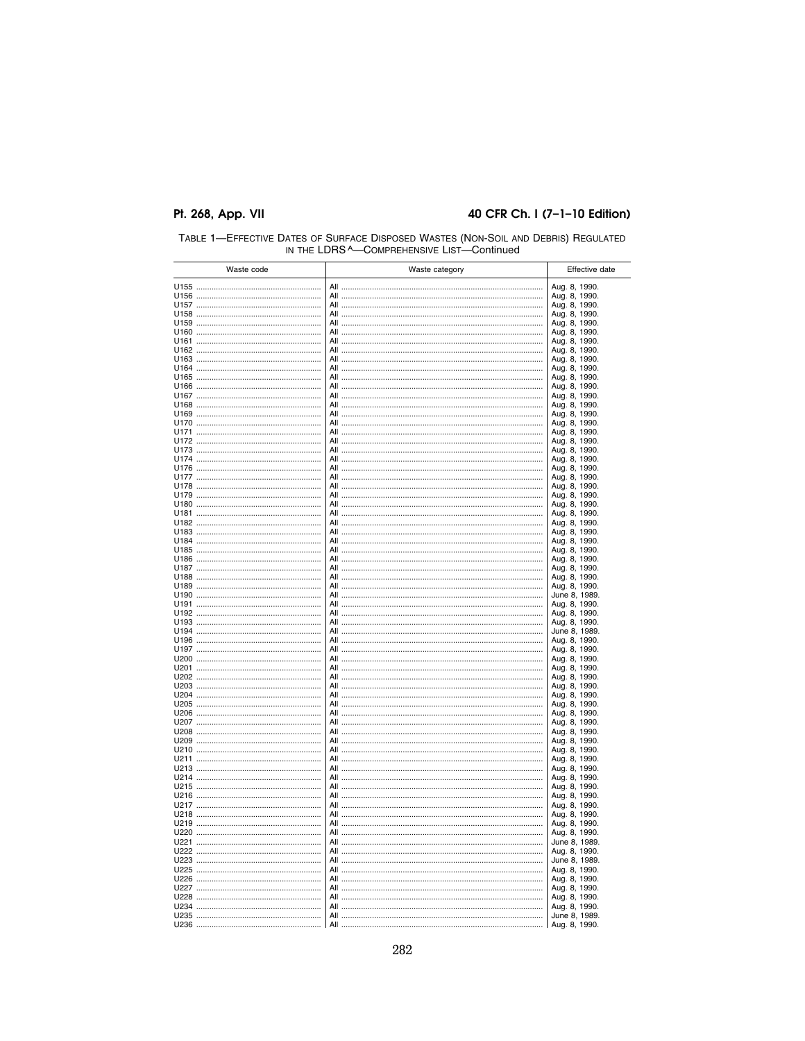TABLE 1—EFFECTIVE DATES OF SURFACE DISPOSED WASTES (NON-SOIL AND DEBRIS) REGULATED IN THE LDRS [A]—COMPREHENSIVE LIST—Continued

| Waste code | Waste category | Effective date |
|---|---|---|
| U155 | All | Aug. 8, 1990. |
| U156 | All | Aug. 8, 1990. |
| U157 | All | Aug. 8, 1990. |
| U158 | All | Aug. 8, 1990. |
| U159 | All | Aug. 8, 1990. |
| U160 | All | Aug. 8, 1990. |
| U161 | All | Aug. 8, 1990. |
| U162 | All | Aug. 8, 1990. |
| U163 | All | Aug. 8, 1990. |
| U164 | All | Aug. 8, 1990. |
| U165 | All | Aug. 8, 1990. |
| U166 | All | Aug. 8, 1990. |
| U167 | All | Aug. 8, 1990. |
| U168 | All | Aug. 8, 1990. |
| U169 | All | Aug. 8, 1990. |
| U170 | All | Aug. 8, 1990. |
| U171 | All | Aug. 8, 1990. |
| U172 | All | Aug. 8, 1990. |
| U173 | All | Aug. 8, 1990. |
| U174 | All | Aug. 8, 1990. |
| U176 | All | Aug. 8, 1990. |
| U177 | All | Aug. 8, 1990. |
| U178 | All | Aug. 8, 1990. |
| U179 | All | Aug. 8, 1990. |
| U180 | All | Aug. 8, 1990. |
| U181 | All | Aug. 8, 1990. |
| U182 | All | Aug. 8, 1990. |
| U183 | All | Aug. 8, 1990. |
| U184 | All | Aug. 8, 1990. |
| U185 | All | Aug. 8, 1990. |
| U186 | All | Aug. 8, 1990. |
| U187 | All | Aug. 8, 1990. |
| U188 | All | Aug. 8, 1990. |
| U189 | All | Aug. 8, 1990. |
| U190 | All | June 8, 1989. |
| U191 | All | Aug. 8, 1990. |
| U192 | All | Aug. 8, 1990. |
| U193 | All | Aug. 8, 1990. |
| U194 | All | June 8, 1989. |
| U196 | All | Aug. 8, 1990. |
| U197 | All | Aug. 8, 1990. |
| U200 | All | Aug. 8, 1990. |
| U201 | All | Aug. 8, 1990. |
| U202 | All | Aug. 8, 1990. |
| U203 | All | Aug. 8, 1990. |
| U204 | All | Aug. 8, 1990. |
| U205 | All | Aug. 8, 1990. |
| U206 | All | Aug. 8, 1990. |
| U207 | All | Aug. 8, 1990. |
| U208 | All | Aug. 8, 1990. |
| U209 | All | Aug. 8, 1990. |
| U210 | All | Aug. 8, 1990. |
| U211 | All | Aug. 8, 1990. |
| U213 | All | Aug. 8, 1990. |
| U214 | All | Aug. 8, 1990. |
| U215 | All | Aug. 8, 1990. |
| U216 | All | Aug. 8, 1990. |
| U217 | All | Aug. 8, 1990. |
| U218 | All | Aug. 8, 1990. |
| U219 | All | Aug. 8, 1990. |
| U220 | All | Aug. 8, 1990. |
| U221 | All | June 8, 1989. |
| U222 | All | Aug. 8, 1990. |
| U223 | All | June 8, 1989. |
| U225 | All | Aug. 8, 1990. |
| U226 | All | Aug. 8, 1990. |
| U227 | All | Aug. 8, 1990. |
| U228 | All | Aug. 8, 1990. |
| U234 | All | Aug. 8, 1990. |
| U235 | All | June 8, 1989. |
| U236 | All | Aug. 8, 1990. |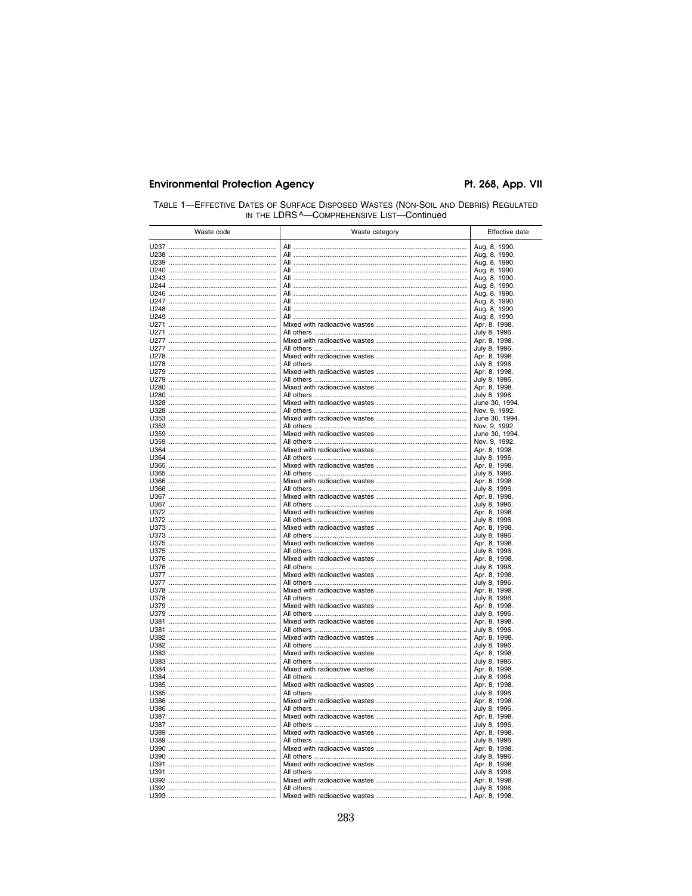TABLE 1—EFFECTIVE DATES OF SURFACE DISPOSED WASTES (NON-SOIL AND DEBRIS) REGULATED IN THE LDRS [A]—COMPREHENSIVE LIST—Continued

| Waste code | Waste category | Effective date |
|---|---|---|
| U237 | All | Aug. 8, 1990. |
| U238 | All | Aug. 8, 1990. |
| U239 | All | Aug. 8, 1990. |
| U240 | All | Aug. 8, 1990. |
| U243 | All | Aug. 8, 1990. |
| U244 | All | Aug. 8, 1990. |
| U246 | All | Aug. 8, 1990. |
| U247 | All | Aug. 8, 1990. |
| U248 | All | Aug. 8, 1990. |
| U249 | All | Aug. 8, 1990. |
| U271 | Mixed with radioactive wastes | Apr. 8, 1998. |
| U271 | All others | July 8, 1996. |
| U277 | Mixed with radioactive wastes | Apr. 8, 1998. |
| U277 | All others | July 8, 1996. |
| U278 | Mixed with radioactive wastes | Apr. 8, 1998. |
| U278 | All others | July 8, 1996. |
| U279 | Mixed with radioactive wastes | Apr. 8, 1998. |
| U279 | All others | July 8, 1996. |
| U280 | Mixed with radioactive wastes | Apr. 8, 1998. |
| U280 | All others | July 8, 1996. |
| U328 | Mixed with radioactive wastes | June 30, 1994. |
| U328 | All others | Nov. 9, 1992. |
| U353 | Mixed with radioactive wastes | June 30, 1994. |
| U353 | All others | Nov. 9, 1992. |
| U359 | Mixed with radioactive wastes | June 30, 1994. |
| U359 | All others | Nov. 9, 1992. |
| U364 | Mixed with radioactive wastes | Apr. 8, 1998. |
| U364 | All others | July 8, 1996. |
| U365 | Mixed with radioactive wastes | Apr. 8, 1998. |
| U365 | All others | July 8, 1996. |
| U366 | Mixed with radioactive wastes | Apr. 8, 1998. |
| U366 | All others | July 8, 1996. |
| U367 | Mixed with radioactive wastes | Apr. 8, 1998. |
| U367 | All others | July 8, 1996. |
| U372 | Mixed with radioactive wastes | Apr. 8, 1998. |
| U372 | All others | July 8, 1996. |
| U373 | Mixed with radioactive wastes | Apr. 8, 1998. |
| U373 | All others | July 8, 1996. |
| U375 | Mixed with radioactive wastes | Apr. 8, 1998. |
| U375 | All others | July 8, 1996. |
| U376 | Mixed with radioactive wastes | Apr. 8, 1998. |
| U376 | All others | July 8, 1996. |
| U377 | Mixed with radioactive wastes | Apr. 8, 1998. |
| U377 | All others | July 8, 1996. |
| U378 | Mixed with radioactive wastes | Apr. 8, 1998. |
| U378 | All others | July 8, 1996. |
| U379 | Mixed with radioactive wastes | Apr. 8, 1998. |
| U379 | All others | July 8, 1996. |
| U381 | Mixed with radioactive wastes | Apr. 8, 1998. |
| U381 | All others | July 8, 1996. |
| U382 | Mixed with radioactive wastes | Apr. 8, 1998. |
| U382 | All others | July 8, 1996. |
| U383 | Mixed with radioactive wastes | Apr. 8, 1998. |
| U383 | All others | July 8, 1996. |
| U384 | Mixed with radioactive wastes | Apr. 8, 1998. |
| U384 | All others | July 8, 1996. |
| U385 | Mixed with radioactive wastes | Apr. 8, 1998. |
| U385 | All others | July 8, 1996. |
| U386 | Mixed with radioactive wastes | Apr. 8, 1998. |
| U386 | All others | July 8, 1996. |
| U387 | Mixed with radioactive wastes | Apr. 8, 1998. |
| U387 | All others | July 8, 1996. |
| U389 | Mixed with radioactive wastes | Apr. 8, 1998. |
| U389 | All others | July 8, 1996. |
| U390 | Mixed with radioactive wastes | Apr. 8, 1998. |
| U390 | All others | July 8, 1996. |
| U391 | Mixed with radioactive wastes | Apr. 8, 1998. |
| U391 | All others | July 8, 1996. |
| U392 | Mixed with radioactive wastes | Apr. 8, 1998. |
| U392 | All others | July 8, 1996. |
| U393 | Mixed with radioactive wastes | Apr. 8, 1998. |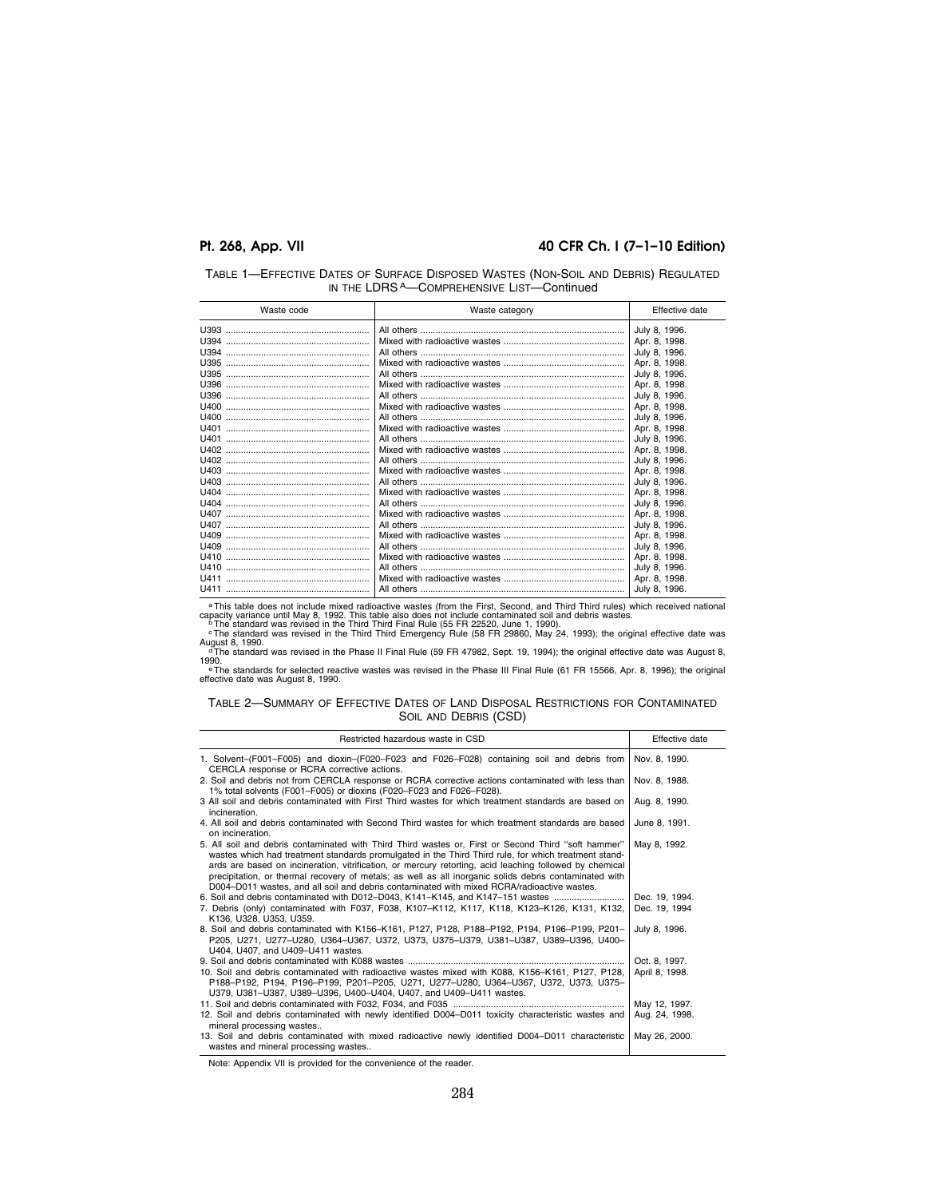TABLE 1—EFFECTIVE DATES OF SURFACE DISPOSED WASTES (NON-SOIL AND DEBRIS) REGULATED IN THE LDRS [a]—COMPREHENSIVE LIST—Continued

| Waste code | Waste category | Effective date |
|---|---|---|
| U393 | All others | July 8, 1996. |
| U394 | Mixed with radioactive wastes | Apr. 8, 1998. |
| U394 | All others | July 8, 1996. |
| U395 | Mixed with radioactive wastes | Apr. 8, 1998. |
| U395 | All others | July 8, 1996. |
| U396 | Mixed with radioactive wastes | Apr. 8, 1998. |
| U396 | All others | July 8, 1996. |
| U400 | Mixed with radioactive wastes | Apr. 8, 1998. |
| U400 | All others | July 8, 1996. |
| U401 | Mixed with radioactive wastes | Apr. 8, 1998. |
| U401 | All others | July 8, 1996. |
| U402 | Mixed with radioactive wastes | Apr. 8, 1998. |
| U402 | All others | July 8, 1996. |
| U403 | Mixed with radioactive wastes | Apr. 8, 1998. |
| U403 | All others | July 8, 1996. |
| U404 | Mixed with radioactive wastes | Apr. 8, 1998. |
| U404 | All others | July 8, 1996. |
| U407 | Mixed with radioactive wastes | Apr. 8, 1998. |
| U407 | All others | July 8, 1996. |
| U409 | Mixed with radioactive wastes | Apr. 8, 1998. |
| U409 | All others | July 8, 1996. |
| U410 | Mixed with radioactive wastes | Apr. 8, 1998. |
| U410 | All others | July 8, 1996. |
| U411 | Mixed with radioactive wastes | Apr. 8, 1998. |
| U411 | All others | July 8, 1996. |

[a] This table does not include mixed radioactive wastes (from the First, Second, and Third Third rules) which received national capacity variance until May 8, 1992. This table also does not include contaminated soil and debris wastes.

[b] The standard was revised in the Third Third Final Rule (55 FR 22520, June 1, 1990).

[c] The standard was revised in the Third Third Emergency Rule (58 FR 29860, May 24, 1993); the original effective date was August 8, 1990.

[d] The standard was revised in the Phase II Final Rule (59 FR 47982, Sept. 19, 1994); the original effective date was August 8, 1990.

[e] The standards for selected reactive wastes was revised in the Phase III Final Rule (61 FR 15566, Apr. 8, 1996); the original effective date was August 8, 1990.

TABLE 2—SUMMARY OF EFFECTIVE DATES OF LAND DISPOSAL RESTRICTIONS FOR CONTAMINATED SOIL AND DEBRIS (CSD)

| Restricted hazardous waste in CSD | Effective date |
|---|---|
| 1. Solvent–(F001–F005) and dioxin–(F020–F023 and F026–F028) containing soil and debris from CERCLA response or RCRA corrective actions. | Nov. 8, 1990. |
| 2. Soil and debris not from CERCLA response or RCRA corrective actions contaminated with less than 1% total solvents (F001–F005) or dioxins (F020–F023 and F026–F028). | Nov. 8, 1988. |
| 3 All soil and debris contaminated with First Third wastes for which treatment standards are based on incineration. | Aug. 8, 1990. |
| 4. All soil and debris contaminated with Second Third wastes for which treatment standards are based on incineration. | June 8, 1991. |
| 5. All soil and debris contaminated with Third Third wastes or, First or Second Third "soft hammer" wastes which had treatment standards promulgated in the Third Third rule, for which treatment standards are based on incineration, vitrification, or mercury retorting, acid leaching followed by chemical precipitation, or thermal recovery of metals; as well as all inorganic solids debris contaminated with D004–D011 wastes, and all soil and debris contaminated with mixed RCRA/radioactive wastes. | May 8, 1992. |
| 6. Soil and debris contaminated with D012–D043, K141–K145, and K147–151 wastes | Dec. 19, 1994. |
| 7. Debris (only) contaminated with F037, F038, K107–K112, K117, K118, K123–K126, K131, K132, K136, U328, U353, U359. | Dec. 19, 1994 |
| 8. Soil and debris contaminated with K156–K161, P127, P128, P188–P192, P194, P196–P199, P201–P205, U271, U277–U280, U364–U367, U372, U373, U375–U379, U381–U387, U389–U396, U400–U404, U407, and U409–U411 wastes. | July 8, 1996. |
| 9. Soil and debris contaminated with K088 wastes | Oct. 8, 1997. |
| 10. Soil and debris contaminated with radioactive wastes mixed with K088, K156–K161, P127, P128, P188–P192, P194, P196–P199, P201–P205, U271, U277–U280, U364–U367, U372, U373, U375–U379, U381–U387, U389–U396, U400–U404, U407, and U409–U411 wastes. | April 8, 1998. |
| 11. Soil and debris contaminated with F032, F034, and F035 | May 12, 1997. |
| 12. Soil and debris contaminated with newly identified D004–D011 toxicity characteristic wastes and mineral processing wastes.. | Aug. 24, 1998. |
| 13. Soil and debris contaminated with mixed radioactive newly identified D004–D011 characteristic wastes and mineral processing wastes.. | May 26, 2000. |

Note: Appendix VII is provided for the convenience of the reader.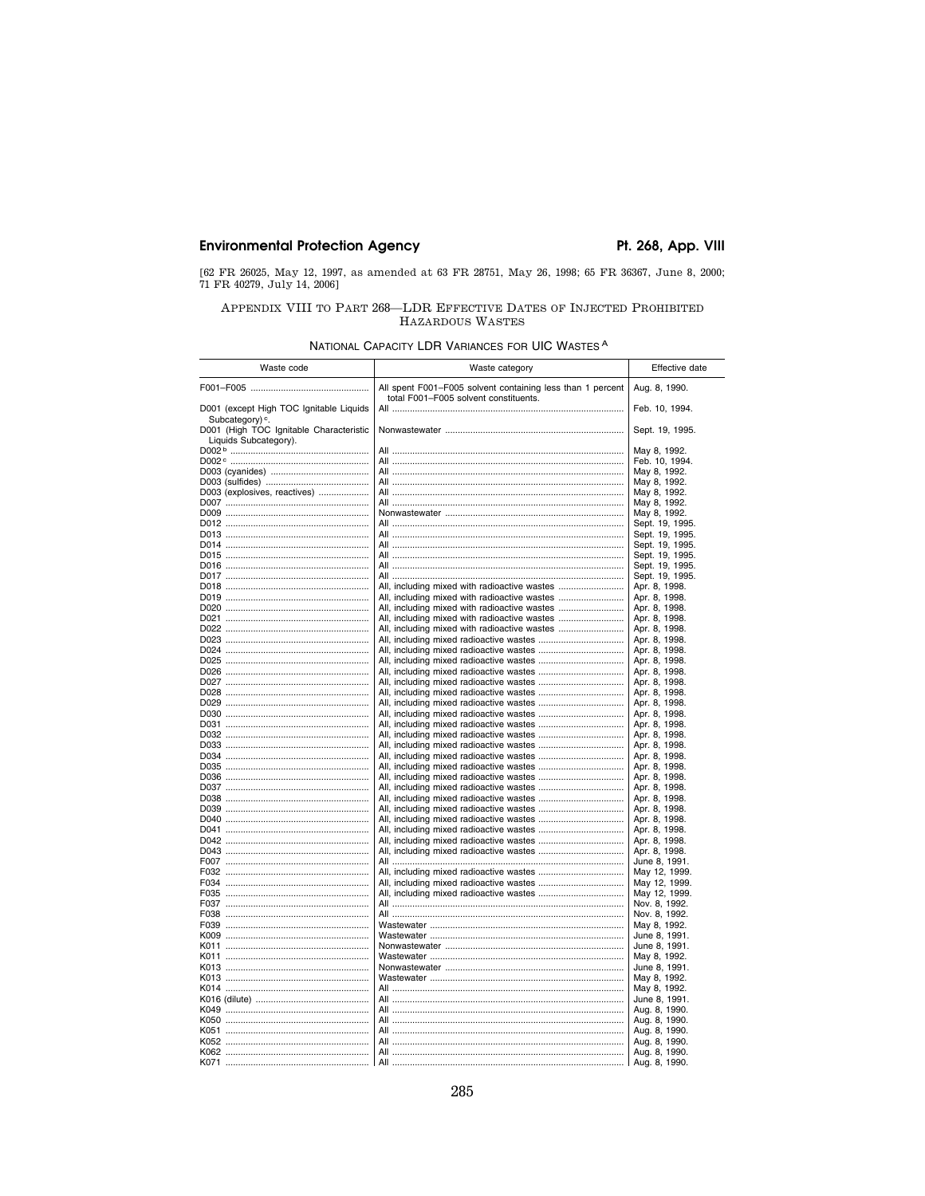[62 FR 26025, May 12, 1997, as amended at 63 FR 28751, May 26, 1998; 65 FR 36367, June 8, 2000; 71 FR 40279, July 14, 2006]

## APPENDIX VIII TO PART 268—LDR EFFECTIVE DATES OF INJECTED PROHIBITED HAZARDOUS WASTES

NATIONAL CAPACITY LDR VARIANCES FOR UIC WASTES [A]

| Waste code | Waste category | Effective date |
|---|---|---|
| F001–F005 | All spent F001–F005 solvent containing less than 1 percent total F001–F005 solvent constituents. | Aug. 8, 1990. |
| D001 (except High TOC Ignitable Liquids Subcategory) [c]. | All | Feb. 10, 1994. |
| D001 (High TOC Ignitable Characteristic Liquids Subcategory). | Nonwastewater | Sept. 19, 1995. |
| D002 [b] | All | May 8, 1992. |
| D002 [c] | All | Feb. 10, 1994. |
| D003 (cyanides) | All | May 8, 1992. |
| D003 (sulfides) | All | May 8, 1992. |
| D003 (explosives, reactives) | All | May 8, 1992. |
| D007 | All | May 8, 1992. |
| D009 | Nonwastewater | May 8, 1992. |
| D012 | All | Sept. 19, 1995. |
| D013 | All | Sept. 19, 1995. |
| D014 | All | Sept. 19, 1995. |
| D015 | All | Sept. 19, 1995. |
| D016 | All | Sept. 19, 1995. |
| D017 | All | Sept. 19, 1995. |
| D018 | All, including mixed with radioactive wastes | Apr. 8, 1998. |
| D019 | All, including mixed with radioactive wastes | Apr. 8, 1998. |
| D020 | All, including mixed with radioactive wastes | Apr. 8, 1998. |
| D021 | All, including mixed with radioactive wastes | Apr. 8, 1998. |
| D022 | All, including mixed with radioactive wastes | Apr. 8, 1998. |
| D023 | All, including mixed radioactive wastes | Apr. 8, 1998. |
| D024 | All, including mixed radioactive wastes | Apr. 8, 1998. |
| D025 | All, including mixed radioactive wastes | Apr. 8, 1998. |
| D026 | All, including mixed radioactive wastes | Apr. 8, 1998. |
| D027 | All, including mixed radioactive wastes | Apr. 8, 1998. |
| D028 | All, including mixed radioactive wastes | Apr. 8, 1998. |
| D029 | All, including mixed radioactive wastes | Apr. 8, 1998. |
| D030 | All, including mixed radioactive wastes | Apr. 8, 1998. |
| D031 | All, including mixed radioactive wastes | Apr. 8, 1998. |
| D032 | All, including mixed radioactive wastes | Apr. 8, 1998. |
| D033 | All, including mixed radioactive wastes | Apr. 8, 1998. |
| D034 | All, including mixed radioactive wastes | Apr. 8, 1998. |
| D035 | All, including mixed radioactive wastes | Apr. 8, 1998. |
| D036 | All, including mixed radioactive wastes | Apr. 8, 1998. |
| D037 | All, including mixed radioactive wastes | Apr. 8, 1998. |
| D038 | All, including mixed radioactive wastes | Apr. 8, 1998. |
| D039 | All, including mixed radioactive wastes | Apr. 8, 1998. |
| D040 | All, including mixed radioactive wastes | Apr. 8, 1998. |
| D041 | All, including mixed radioactive wastes | Apr. 8, 1998. |
| D042 | All, including mixed radioactive wastes | Apr. 8, 1998. |
| D043 | All, including mixed radioactive wastes | Apr. 8, 1998. |
| F007 | All | June 8, 1991. |
| F032 | All, including mixed radioactive wastes | May 12, 1999. |
| F034 | All, including mixed radioactive wastes | May 12, 1999. |
| F035 | All, including mixed radioactive wastes | May 12, 1999. |
| F037 | All | Nov. 8, 1992. |
| F038 | All | Nov. 8, 1992. |
| F039 | Wastewater | May 8, 1992. |
| K009 | Wastewater | June 8, 1991. |
| K011 | Nonwastewater | June 8, 1991. |
| K011 | Wastewater | May 8, 1992. |
| K013 | Nonwastewater | June 8, 1991. |
| K013 | Wastewater | May 8, 1992. |
| K014 | All | May 8, 1992. |
| K016 (dilute) | All | June 8, 1991. |
| K049 | All | Aug. 8, 1990. |
| K050 | All | Aug. 8, 1990. |
| K051 | All | Aug. 8, 1990. |
| K052 | All | Aug. 8, 1990. |
| K062 | All | Aug. 8, 1990. |
| K071 | All | Aug. 8, 1990. |